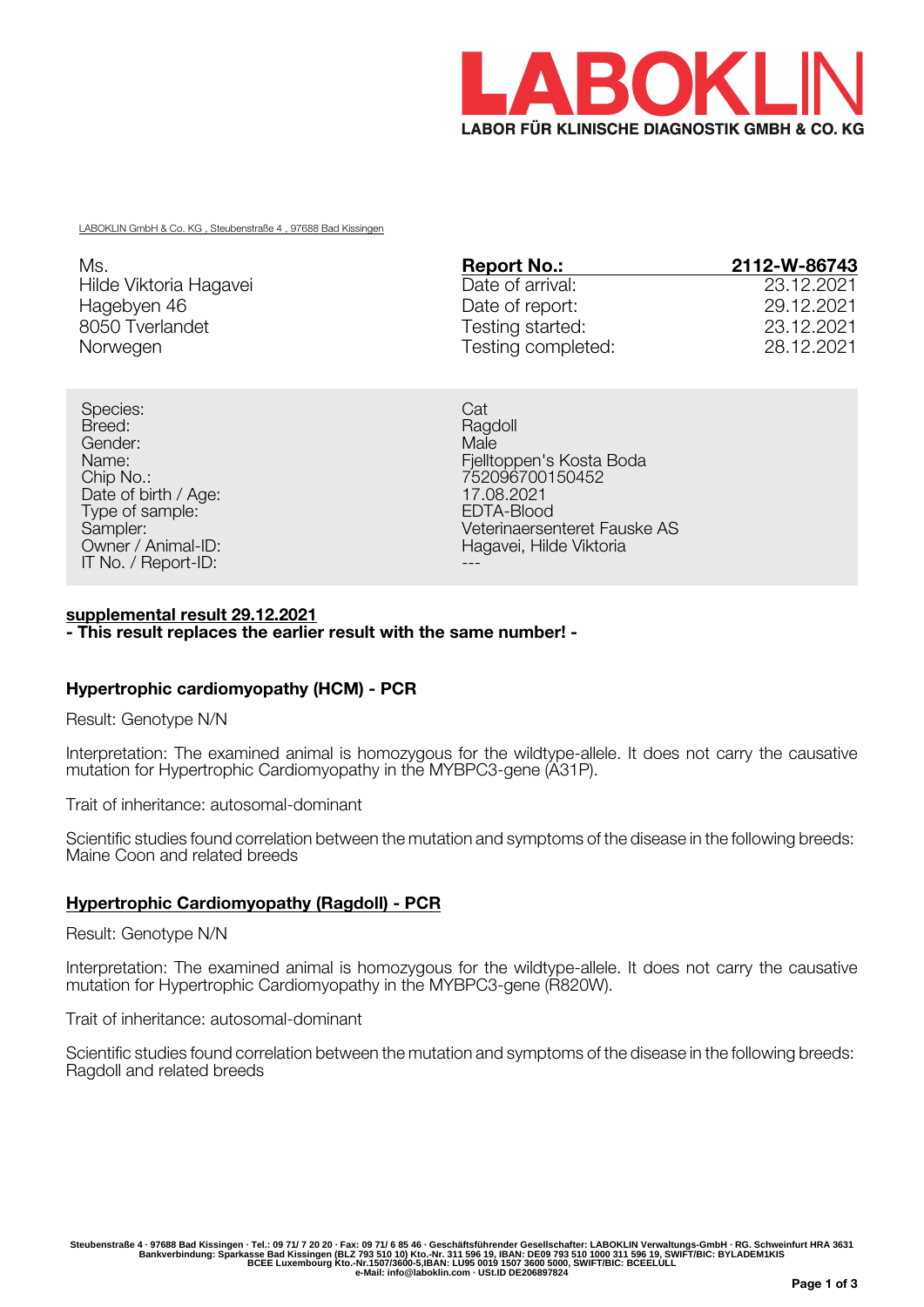# LABOKLIN

**LABOR FÜR KLINISCHE DIAGNOSTIK GMBH & CO. KG**

LABOKLIN GmbH & Co. KG , Steubenstraße 4 , 97688 Bad Kissingen

Ms.
Hilde Viktoria Hagavei
Hagebyen 46
8050 Tverlandet
Norwegen

| **Report No.:** | **2112-W-86743** |
|---|---|
| Date of arrival: | 23.12.2021 |
| Date of report: | 29.12.2021 |
| Testing started: | 23.12.2021 |
| Testing completed: | 28.12.2021 |

| | |
|---|---|
| Species: | Cat |
| Breed: | Ragdoll |
| Gender: | Male |
| Name: | Fjelltoppen's Kosta Boda |
| Chip No.: | 752096700150452 |
| Date of birth / Age: | 17.08.2021 |
| Type of sample: | EDTA-Blood |
| Sampler: | Veterinaersenteret Fauske AS |
| Owner / Animal-ID: | Hagavei, Hilde Viktoria |
| IT No. / Report-ID: | --- |

**supplemental result 29.12.2021**
**- This result replaces the earlier result with the same number! -**

### Hypertrophic cardiomyopathy (HCM) - PCR

Result: Genotype N/N

Interpretation: The examined animal is homozygous for the wildtype-allele. It does not carry the causative mutation for Hypertrophic Cardiomyopathy in the MYBPC3-gene (A31P).

Trait of inheritance: autosomal-dominant

Scientific studies found correlation between the mutation and symptoms of the disease in the following breeds: Maine Coon and related breeds

### Hypertrophic Cardiomyopathy (Ragdoll) - PCR

Result: Genotype N/N

Interpretation: The examined animal is homozygous for the wildtype-allele. It does not carry the causative mutation for Hypertrophic Cardiomyopathy in the MYBPC3-gene (R820W).

Trait of inheritance: autosomal-dominant

Scientific studies found correlation between the mutation and symptoms of the disease in the following breeds: Ragdoll and related breeds

Steubenstraße 4 · 97688 Bad Kissingen · Tel.: 09 71/ 7 20 20 · Fax: 09 71/ 6 85 46 · Geschäftsführender Gesellschafter: LABOKLIN Verwaltungs-GmbH · RG. Schweinfurt HRA 3631
Bankverbindung: Sparkasse Bad Kissingen (BLZ 793 510 10) Kto.-Nr. 311 596 19, IBAN: DE09 793 510 1000 311 596 19, SWIFT/BIC: BYLADEM1KIS
BCEE Luxembourg Kto.-Nr.1507/3600-5,IBAN: LU95 0019 1507 3600 5000, SWIFT/BIC: BCEELULL
e-Mail: info@laboklin.com · USt.ID DE206897824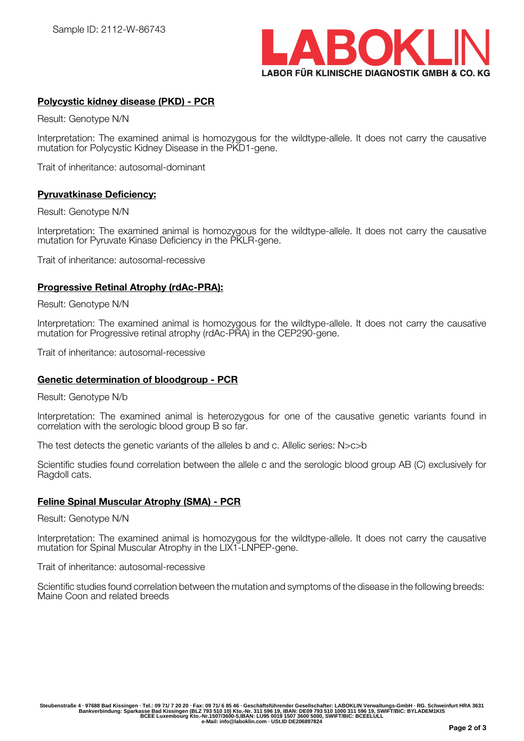Sample ID: 2112-W-86743

## Polycystic kidney disease (PKD) - PCR

Result: Genotype N/N

Interpretation: The examined animal is homozygous for the wildtype-allele. It does not carry the causative mutation for Polycystic Kidney Disease in the PKD1-gene.

Trait of inheritance: autosomal-dominant

## Pyruvatkinase Deficiency:

Result: Genotype N/N

Interpretation: The examined animal is homozygous for the wildtype-allele. It does not carry the causative mutation for Pyruvate Kinase Deficiency in the PKLR-gene.

Trait of inheritance: autosomal-recessive

## Progressive Retinal Atrophy (rdAc-PRA):

Result: Genotype N/N

Interpretation: The examined animal is homozygous for the wildtype-allele. It does not carry the causative mutation for Progressive retinal atrophy (rdAc-PRA) in the CEP290-gene.

Trait of inheritance: autosomal-recessive

## Genetic determination of bloodgroup - PCR

Result: Genotype N/b

Interpretation: The examined animal is heterozygous for one of the causative genetic variants found in correlation with the serologic blood group B so far.

The test detects the genetic variants of the alleles b and c. Allelic series: N>c>b

Scientific studies found correlation between the allele c and the serologic blood group AB (C) exclusively for Ragdoll cats.

## Feline Spinal Muscular Atrophy (SMA) - PCR

Result: Genotype N/N

Interpretation: The examined animal is homozygous for the wildtype-allele. It does not carry the causative mutation for Spinal Muscular Atrophy in the LIX1-LNPEP-gene.

Trait of inheritance: autosomal-recessive

Scientific studies found correlation between the mutation and symptoms of the disease in the following breeds: Maine Coon and related breeds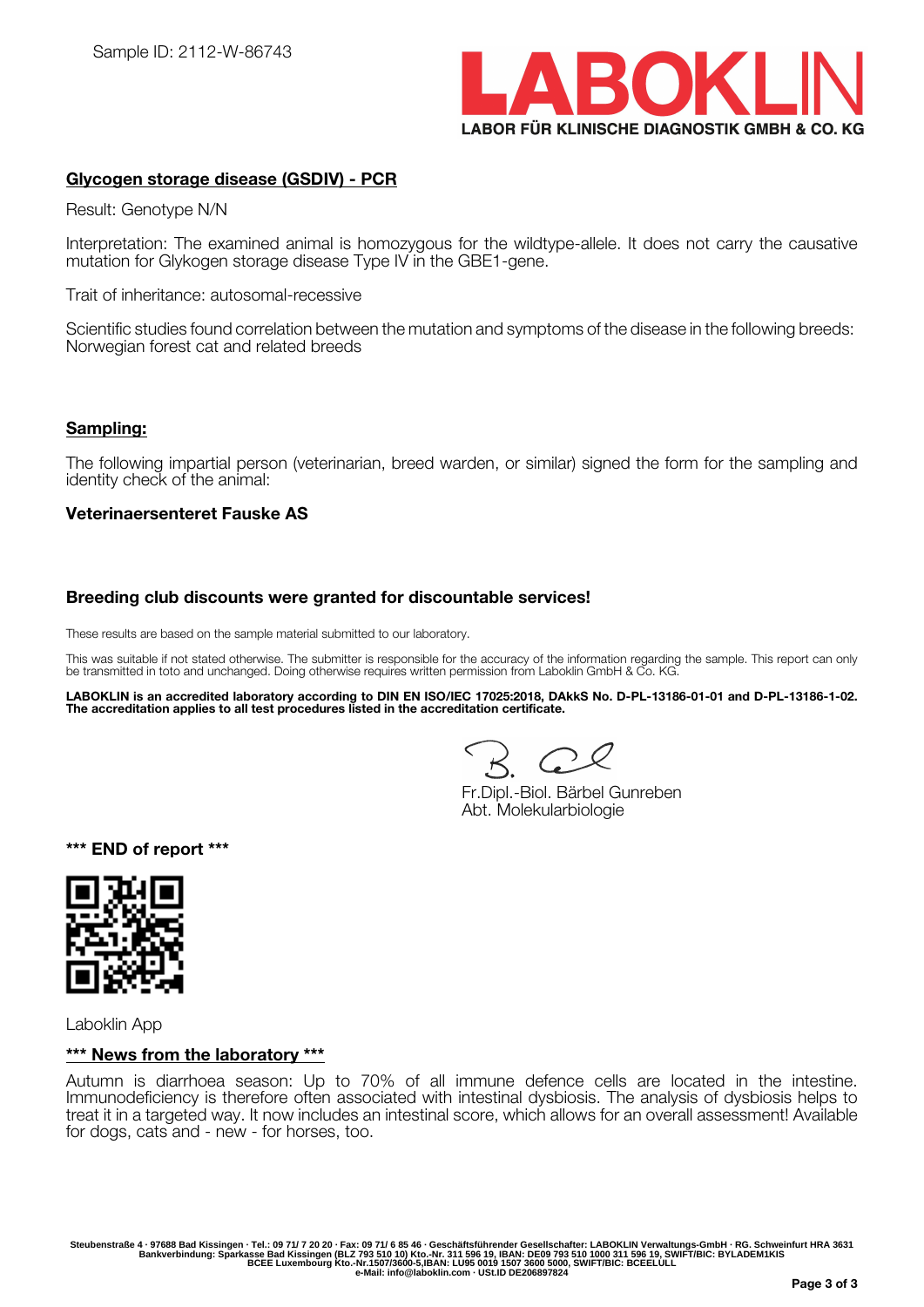Sample ID: 2112-W-86743

**LABOKLIN**
**LABOR FÜR KLINISCHE DIAGNOSTIK GMBH & CO. KG**

## Glycogen storage disease (GSDIV) - PCR

Result: Genotype N/N

Interpretation: The examined animal is homozygous for the wildtype-allele. It does not carry the causative mutation for Glykogen storage disease Type IV in the GBE1-gene.

Trait of inheritance: autosomal-recessive

Scientific studies found correlation between the mutation and symptoms of the disease in the following breeds: Norwegian forest cat and related breeds

## Sampling:

The following impartial person (veterinarian, breed warden, or similar) signed the form for the sampling and identity check of the animal:

**Veterinaersenteret Fauske AS**

**Breeding club discounts were granted for discountable services!**

These results are based on the sample material submitted to our laboratory.

This was suitable if not stated otherwise. The submitter is responsible for the accuracy of the information regarding the sample. This report can only be transmitted in toto and unchanged. Doing otherwise requires written permission from Laboklin GmbH & Co. KG.

**LABOKLIN is an accredited laboratory according to DIN EN ISO/IEC 17025:2018, DAkkS No. D-PL-13186-01-01 and D-PL-13186-1-02. The accreditation applies to all test procedures listed in the accreditation certificate.**

Fr.Dipl.-Biol. Bärbel Gunreben
Abt. Molekularbiologie

**\*\*\* END of report \*\*\***

Laboklin App

**\*\*\* News from the laboratory \*\*\***

Autumn is diarrhoea season: Up to 70% of all immune defence cells are located in the intestine. Immunodeficiency is therefore often associated with intestinal dysbiosis. The analysis of dysbiosis helps to treat it in a targeted way. It now includes an intestinal score, which allows for an overall assessment! Available for dogs, cats and - new - for horses, too.

Steubenstraße 4 · 97688 Bad Kissingen · Tel.: 09 71/ 7 20 20 · Fax: 09 71/ 6 85 46 · Geschäftsführender Gesellschafter: LABOKLIN Verwaltungs-GmbH · RG. Schweinfurt HRA 3631
Bankverbindung: Sparkasse Bad Kissingen (BLZ 793 510 10) Kto.-Nr. 311 596 19, IBAN: DE09 793 510 1000 311 596 19, SWIFT/BIC: BYLADEM1KIS
BCEE Luxembourg Kto.-Nr.1507/3600-5,IBAN: LU95 0019 1507 3600 5000, SWIFT/BIC: BCEELULL
e-Mail: info@laboklin.com · USt.ID DE206897824